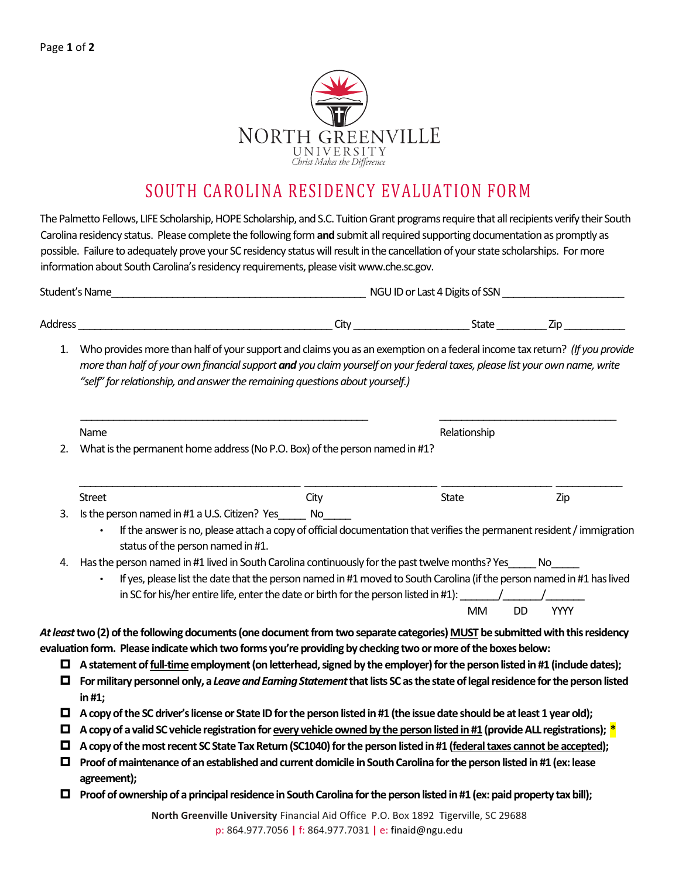North Greenville University

Christ Makes the Difference

# SOUTH CAROLINA RESIDENCY EVALUATION FORM

The Palmetto Fellows, LIFE Scholarship, HOPE Scholarship, and S.C. Tuition Grant programs require that all recipients verify their South Carolina residency status. Please complete the following form **and** submit all required supporting documentation as promptly as possible. Failure to adequately prove your SC residency status will result in the cancellation of your state scholarships. For more information about South Carolina's residency requirements, please visit www.che.sc.gov.

Student's Name_____________________________________________ NGU ID or Last 4 Digits of SSN _____________________

Address _____________________________________________ City ____________________ State _________ Zip ___________

1. Who provides more than half of your support and claims you as an exemption on a federal income tax return? *(If you provide more than half of your own financial support **and** you claim yourself on your federal taxes, please list your own name, write "self" for relationship, and answer the remaining questions about yourself.)*

   _____________________________________________________ _________________________________

   Name Relationship

2. What is the permanent home address (No P.O. Box) of the person named in #1?

   _______________________________________ _______________________ ____________________ ____________

   Street City State Zip

3. Is the person named in #1 a U.S. Citizen? Yes_____ No_____
   - If the answer is no, please attach a copy of official documentation that verifies the permanent resident / immigration status of the person named in #1.
4. Has the person named in #1 lived in South Carolina continuously for the past twelve months? Yes_____ No_____
   - If yes, please list the date that the person named in #1 moved to South Carolina (if the person named in #1 has lived in SC for his/her entire life, enter the date or birth for the person listed in #1): _______/_______/_______
     
     MM DD YYYY

***At least*** **two (2) of the following documents (one document from two separate categories) <u>MUST</u> be submitted with this residency evaluation form. Please indicate which two forms you're providing by checking two or more of the boxes below:**

- ☐ **A statement of <u>full-time</u> employment (on letterhead, signed by the employer) for the person listed in #1 (include dates);**
- ☐ **For military personnel only, a *Leave and Earning Statement* that lists SC as the state of legal residence for the person listed in #1;**
- ☐ **A copy of the SC driver's license or State ID for the person listed in #1 (the issue date should be at least 1 year old);**
- ☐ **A copy of a valid SC vehicle registration for <u>every vehicle owned by the person listed in #1</u> (provide ALL registrations);** *
- ☐ **A copy of the most recent SC State Tax Return (SC1040) for the person listed in #1 (<u>federal taxes cannot be accepted</u>);**
- ☐ **Proof of maintenance of an established and current domicile in South Carolina for the person listed in #1 (ex: lease agreement);**
- ☐ **Proof of ownership of a principal residence in South Carolina for the person listed in #1 (ex: paid property tax bill);**

**North Greenville University** Financial Aid Office P.O. Box 1892 Tigerville, SC 29688
p: 864.977.7056 | f: 864.977.7031 | e: finaid@ngu.edu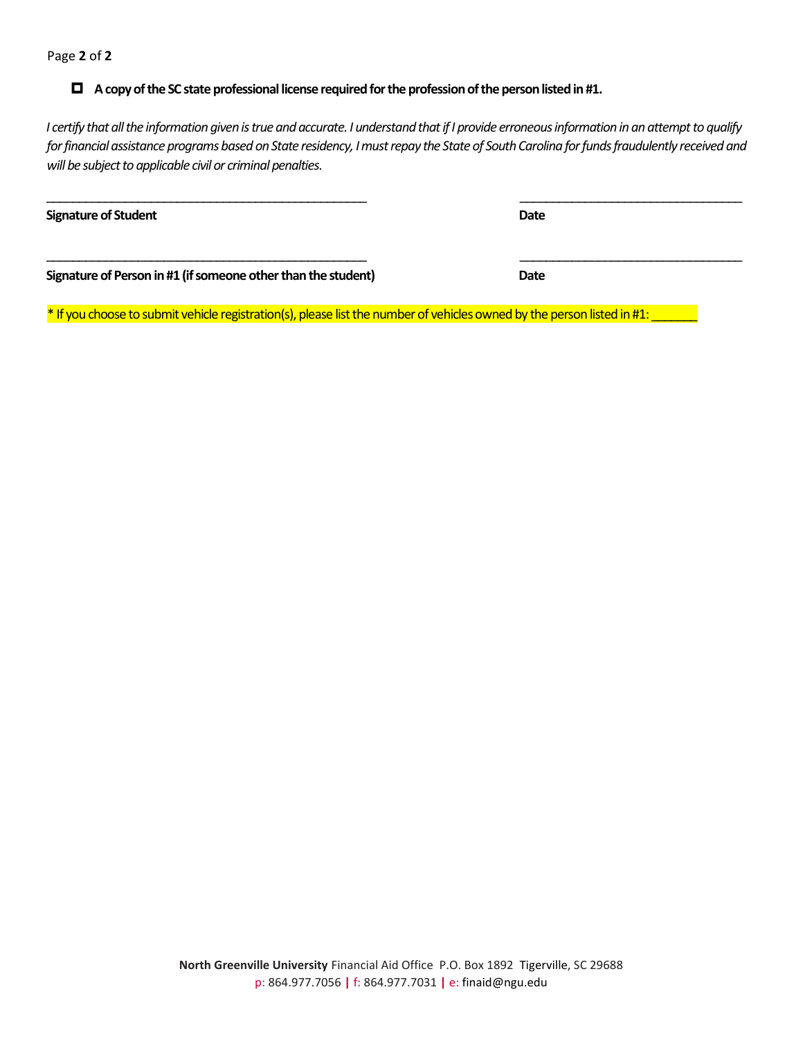- [ ] **A copy of the SC state professional license required for the profession of the person listed in #1.**

*I certify that all the information given is true and accurate. I understand that if I provide erroneous information in an attempt to qualify for financial assistance programs based on State residency, I must repay the State of South Carolina for funds fraudulently received and will be subject to applicable civil or criminal penalties.*

\_\_\_\_\_\_\_\_\_\_\_\_\_\_\_\_\_\_\_\_\_\_\_\_\_\_\_\_\_\_\_\_\_\_\_\_\_\_\_\_\_\_ \_\_\_\_\_\_\_\_\_\_\_\_\_\_\_\_\_\_\_\_\_\_\_\_\_\_\_\_\_\_

**Signature of Student** **Date**

\_\_\_\_\_\_\_\_\_\_\_\_\_\_\_\_\_\_\_\_\_\_\_\_\_\_\_\_\_\_\_\_\_\_\_\_\_\_\_\_\_\_ \_\_\_\_\_\_\_\_\_\_\_\_\_\_\_\_\_\_\_\_\_\_\_\_\_\_\_\_\_\_

**Signature of Person in #1 (if someone other than the student)** **Date**

* If you choose to submit vehicle registration(s), please list the number of vehicles owned by the person listed in #1: \_\_\_\_\_\_\_

**North Greenville University** Financial Aid Office P.O. Box 1892 Tigerville, SC 29688
p: 864.977.7056 | f: 864.977.7031 | e: finaid@ngu.edu